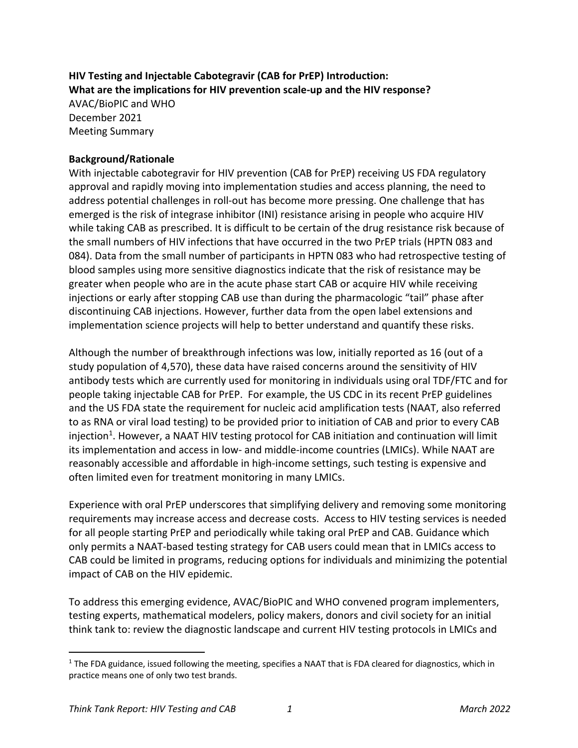**HIV Testing and Injectable Cabotegravir (CAB for PrEP) Introduction:**
**What are the implications for HIV prevention scale-up and the HIV response?**

AVAC/BioPIC and WHO
December 2021
Meeting Summary

**Background/Rationale**

With injectable cabotegravir for HIV prevention (CAB for PrEP) receiving US FDA regulatory approval and rapidly moving into implementation studies and access planning, the need to address potential challenges in roll-out has become more pressing. One challenge that has emerged is the risk of integrase inhibitor (INI) resistance arising in people who acquire HIV while taking CAB as prescribed. It is difficult to be certain of the drug resistance risk because of the small numbers of HIV infections that have occurred in the two PrEP trials (HPTN 083 and 084). Data from the small number of participants in HPTN 083 who had retrospective testing of blood samples using more sensitive diagnostics indicate that the risk of resistance may be greater when people who are in the acute phase start CAB or acquire HIV while receiving injections or early after stopping CAB use than during the pharmacologic "tail" phase after discontinuing CAB injections. However, further data from the open label extensions and implementation science projects will help to better understand and quantify these risks.

Although the number of breakthrough infections was low, initially reported as 16 (out of a study population of 4,570), these data have raised concerns around the sensitivity of HIV antibody tests which are currently used for monitoring in individuals using oral TDF/FTC and for people taking injectable CAB for PrEP. For example, the US CDC in its recent PrEP guidelines and the US FDA state the requirement for nucleic acid amplification tests (NAAT, also referred to as RNA or viral load testing) to be provided prior to initiation of CAB and prior to every CAB injection[1]. However, a NAAT HIV testing protocol for CAB initiation and continuation will limit its implementation and access in low- and middle-income countries (LMICs). While NAAT are reasonably accessible and affordable in high-income settings, such testing is expensive and often limited even for treatment monitoring in many LMICs.

Experience with oral PrEP underscores that simplifying delivery and removing some monitoring requirements may increase access and decrease costs. Access to HIV testing services is needed for all people starting PrEP and periodically while taking oral PrEP and CAB. Guidance which only permits a NAAT-based testing strategy for CAB users could mean that in LMICs access to CAB could be limited in programs, reducing options for individuals and minimizing the potential impact of CAB on the HIV epidemic.

To address this emerging evidence, AVAC/BioPIC and WHO convened program implementers, testing experts, mathematical modelers, policy makers, donors and civil society for an initial think tank to: review the diagnostic landscape and current HIV testing protocols in LMICs and

[1] The FDA guidance, issued following the meeting, specifies a NAAT that is FDA cleared for diagnostics, which in practice means one of only two test brands.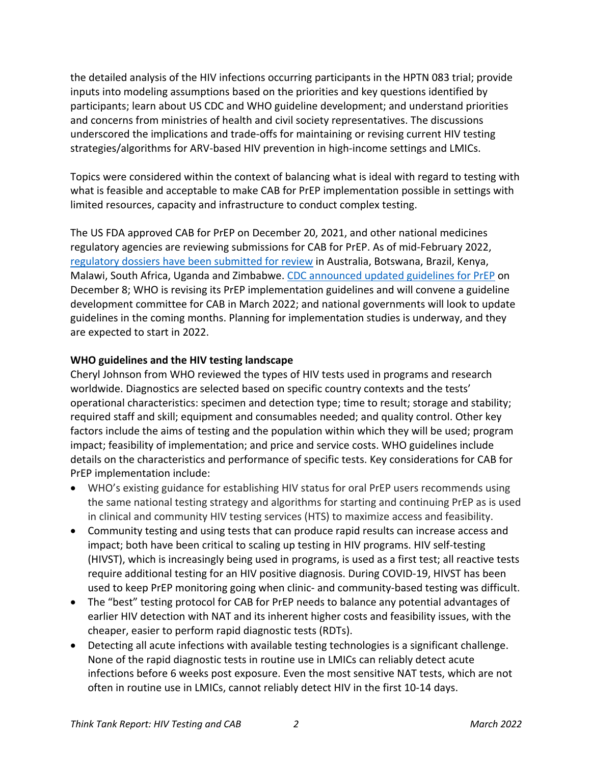the detailed analysis of the HIV infections occurring participants in the HPTN 083 trial; provide inputs into modeling assumptions based on the priorities and key questions identified by participants; learn about US CDC and WHO guideline development; and understand priorities and concerns from ministries of health and civil society representatives. The discussions underscored the implications and trade-offs for maintaining or revising current HIV testing strategies/algorithms for ARV-based HIV prevention in high-income settings and LMICs.

Topics were considered within the context of balancing what is ideal with regard to testing with what is feasible and acceptable to make CAB for PrEP implementation possible in settings with limited resources, capacity and infrastructure to conduct complex testing.

The US FDA approved CAB for PrEP on December 20, 2021, and other national medicines regulatory agencies are reviewing submissions for CAB for PrEP. As of mid-February 2022, regulatory dossiers have been submitted for review in Australia, Botswana, Brazil, Kenya, Malawi, South Africa, Uganda and Zimbabwe. CDC announced updated guidelines for PrEP on December 8; WHO is revising its PrEP implementation guidelines and will convene a guideline development committee for CAB in March 2022; and national governments will look to update guidelines in the coming months. Planning for implementation studies is underway, and they are expected to start in 2022.

**WHO guidelines and the HIV testing landscape**

Cheryl Johnson from WHO reviewed the types of HIV tests used in programs and research worldwide. Diagnostics are selected based on specific country contexts and the tests' operational characteristics: specimen and detection type; time to result; storage and stability; required staff and skill; equipment and consumables needed; and quality control. Other key factors include the aims of testing and the population within which they will be used; program impact; feasibility of implementation; and price and service costs. WHO guidelines include details on the characteristics and performance of specific tests. Key considerations for CAB for PrEP implementation include:

- WHO's existing guidance for establishing HIV status for oral PrEP users recommends using the same national testing strategy and algorithms for starting and continuing PrEP as is used in clinical and community HIV testing services (HTS) to maximize access and feasibility.
- Community testing and using tests that can produce rapid results can increase access and impact; both have been critical to scaling up testing in HIV programs. HIV self-testing (HIVST), which is increasingly being used in programs, is used as a first test; all reactive tests require additional testing for an HIV positive diagnosis. During COVID-19, HIVST has been used to keep PrEP monitoring going when clinic- and community-based testing was difficult.
- The "best" testing protocol for CAB for PrEP needs to balance any potential advantages of earlier HIV detection with NAT and its inherent higher costs and feasibility issues, with the cheaper, easier to perform rapid diagnostic tests (RDTs).
- Detecting all acute infections with available testing technologies is a significant challenge. None of the rapid diagnostic tests in routine use in LMICs can reliably detect acute infections before 6 weeks post exposure. Even the most sensitive NAT tests, which are not often in routine use in LMICs, cannot reliably detect HIV in the first 10-14 days.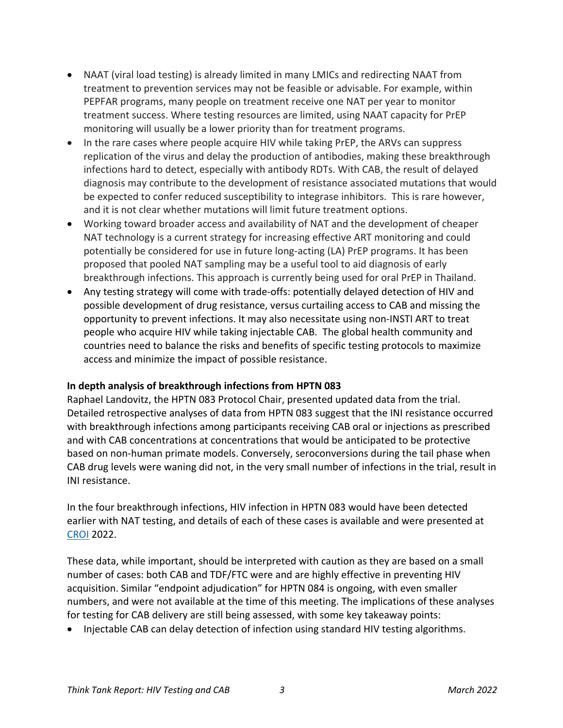- NAAT (viral load testing) is already limited in many LMICs and redirecting NAAT from treatment to prevention services may not be feasible or advisable. For example, within PEPFAR programs, many people on treatment receive one NAT per year to monitor treatment success. Where testing resources are limited, using NAAT capacity for PrEP monitoring will usually be a lower priority than for treatment programs.
- In the rare cases where people acquire HIV while taking PrEP, the ARVs can suppress replication of the virus and delay the production of antibodies, making these breakthrough infections hard to detect, especially with antibody RDTs. With CAB, the result of delayed diagnosis may contribute to the development of resistance associated mutations that would be expected to confer reduced susceptibility to integrase inhibitors. This is rare however, and it is not clear whether mutations will limit future treatment options.
- Working toward broader access and availability of NAT and the development of cheaper NAT technology is a current strategy for increasing effective ART monitoring and could potentially be considered for use in future long-acting (LA) PrEP programs. It has been proposed that pooled NAT sampling may be a useful tool to aid diagnosis of early breakthrough infections. This approach is currently being used for oral PrEP in Thailand.
- Any testing strategy will come with trade-offs: potentially delayed detection of HIV and possible development of drug resistance, versus curtailing access to CAB and missing the opportunity to prevent infections. It may also necessitate using non-INSTI ART to treat people who acquire HIV while taking injectable CAB. The global health community and countries need to balance the risks and benefits of specific testing protocols to maximize access and minimize the impact of possible resistance.

**In depth analysis of breakthrough infections from HPTN 083**

Raphael Landovitz, the HPTN 083 Protocol Chair, presented updated data from the trial. Detailed retrospective analyses of data from HPTN 083 suggest that the INI resistance occurred with breakthrough infections among participants receiving CAB oral or injections as prescribed and with CAB concentrations at concentrations that would be anticipated to be protective based on non-human primate models. Conversely, seroconversions during the tail phase when CAB drug levels were waning did not, in the very small number of infections in the trial, result in INI resistance.

In the four breakthrough infections, HIV infection in HPTN 083 would have been detected earlier with NAT testing, and details of each of these cases is available and were presented at CROI 2022.

These data, while important, should be interpreted with caution as they are based on a small number of cases: both CAB and TDF/FTC were and are highly effective in preventing HIV acquisition. Similar "endpoint adjudication" for HPTN 084 is ongoing, with even smaller numbers, and were not available at the time of this meeting. The implications of these analyses for testing for CAB delivery are still being assessed, with some key takeaway points:

- Injectable CAB can delay detection of infection using standard HIV testing algorithms.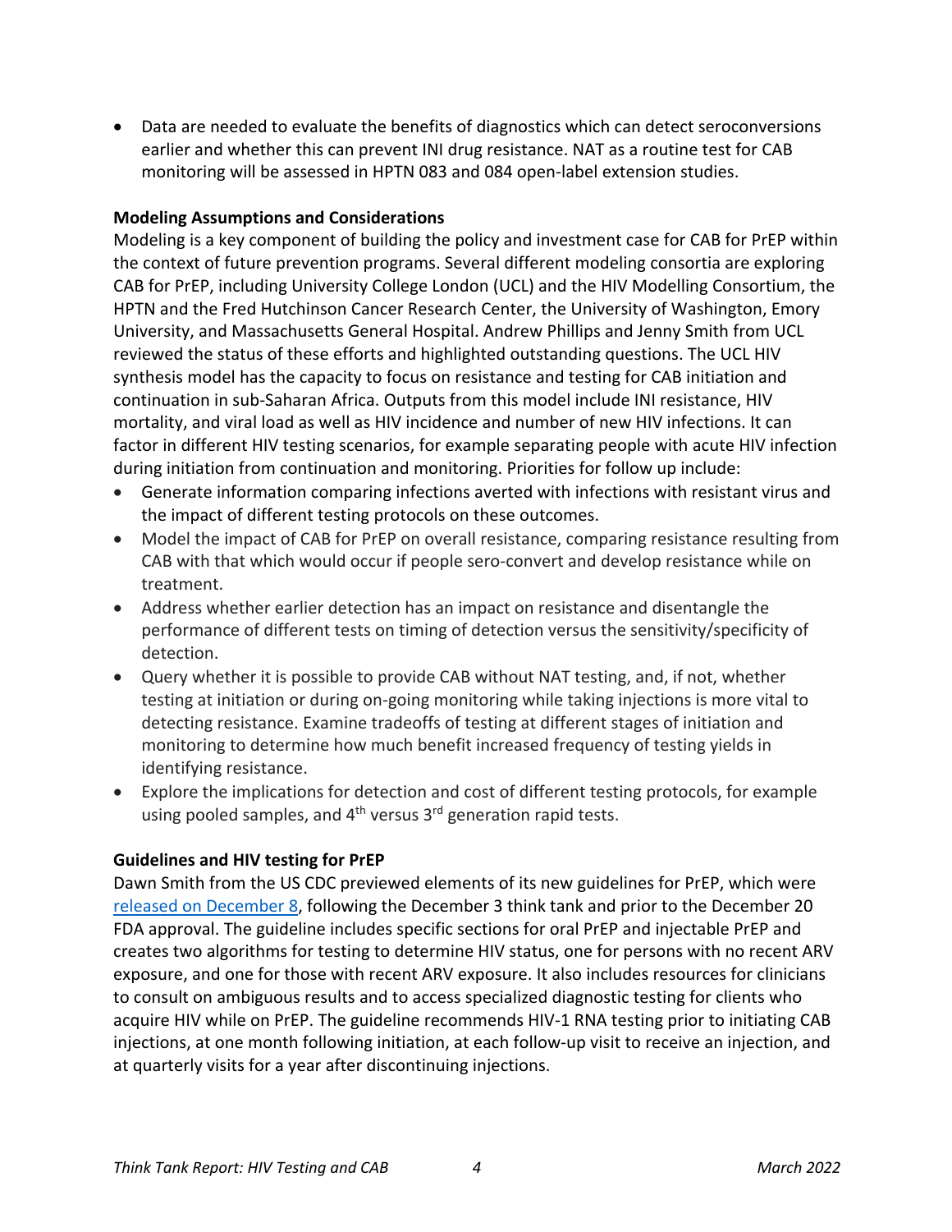- Data are needed to evaluate the benefits of diagnostics which can detect seroconversions earlier and whether this can prevent INI drug resistance. NAT as a routine test for CAB monitoring will be assessed in HPTN 083 and 084 open-label extension studies.

**Modeling Assumptions and Considerations**

Modeling is a key component of building the policy and investment case for CAB for PrEP within the context of future prevention programs. Several different modeling consortia are exploring CAB for PrEP, including University College London (UCL) and the HIV Modelling Consortium, the HPTN and the Fred Hutchinson Cancer Research Center, the University of Washington, Emory University, and Massachusetts General Hospital. Andrew Phillips and Jenny Smith from UCL reviewed the status of these efforts and highlighted outstanding questions. The UCL HIV synthesis model has the capacity to focus on resistance and testing for CAB initiation and continuation in sub-Saharan Africa. Outputs from this model include INI resistance, HIV mortality, and viral load as well as HIV incidence and number of new HIV infections. It can factor in different HIV testing scenarios, for example separating people with acute HIV infection during initiation from continuation and monitoring. Priorities for follow up include:

- Generate information comparing infections averted with infections with resistant virus and the impact of different testing protocols on these outcomes.
- Model the impact of CAB for PrEP on overall resistance, comparing resistance resulting from CAB with that which would occur if people sero-convert and develop resistance while on treatment.
- Address whether earlier detection has an impact on resistance and disentangle the performance of different tests on timing of detection versus the sensitivity/specificity of detection.
- Query whether it is possible to provide CAB without NAT testing, and, if not, whether testing at initiation or during on-going monitoring while taking injections is more vital to detecting resistance. Examine tradeoffs of testing at different stages of initiation and monitoring to determine how much benefit increased frequency of testing yields in identifying resistance.
- Explore the implications for detection and cost of different testing protocols, for example using pooled samples, and 4th versus 3rd generation rapid tests.

**Guidelines and HIV testing for PrEP**

Dawn Smith from the US CDC previewed elements of its new guidelines for PrEP, which were released on December 8, following the December 3 think tank and prior to the December 20 FDA approval. The guideline includes specific sections for oral PrEP and injectable PrEP and creates two algorithms for testing to determine HIV status, one for persons with no recent ARV exposure, and one for those with recent ARV exposure. It also includes resources for clinicians to consult on ambiguous results and to access specialized diagnostic testing for clients who acquire HIV while on PrEP. The guideline recommends HIV-1 RNA testing prior to initiating CAB injections, at one month following initiation, at each follow-up visit to receive an injection, and at quarterly visits for a year after discontinuing injections.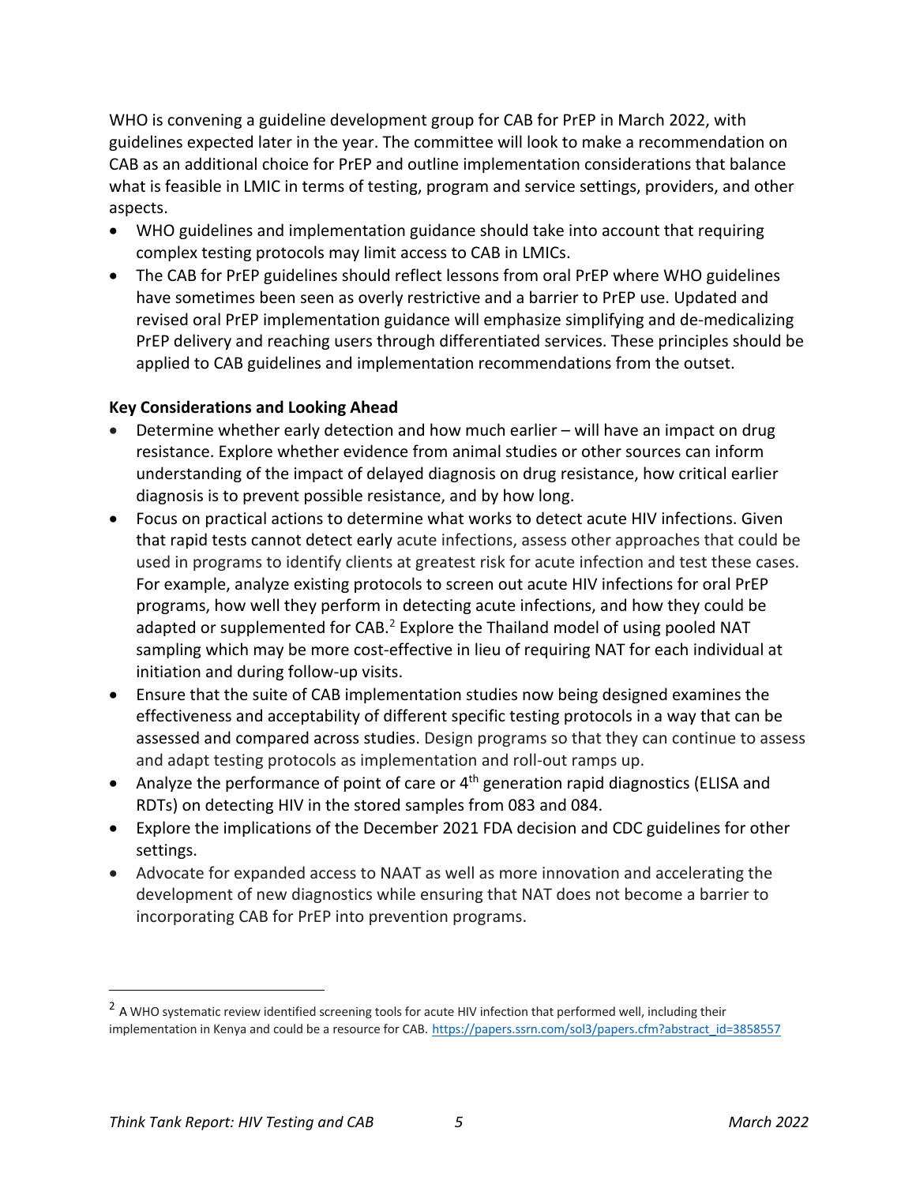WHO is convening a guideline development group for CAB for PrEP in March 2022, with guidelines expected later in the year. The committee will look to make a recommendation on CAB as an additional choice for PrEP and outline implementation considerations that balance what is feasible in LMIC in terms of testing, program and service settings, providers, and other aspects.

- WHO guidelines and implementation guidance should take into account that requiring complex testing protocols may limit access to CAB in LMICs.
- The CAB for PrEP guidelines should reflect lessons from oral PrEP where WHO guidelines have sometimes been seen as overly restrictive and a barrier to PrEP use. Updated and revised oral PrEP implementation guidance will emphasize simplifying and de-medicalizing PrEP delivery and reaching users through differentiated services. These principles should be applied to CAB guidelines and implementation recommendations from the outset.

**Key Considerations and Looking Ahead**

- Determine whether early detection and how much earlier – will have an impact on drug resistance. Explore whether evidence from animal studies or other sources can inform understanding of the impact of delayed diagnosis on drug resistance, how critical earlier diagnosis is to prevent possible resistance, and by how long.
- Focus on practical actions to determine what works to detect acute HIV infections. Given that rapid tests cannot detect early acute infections, assess other approaches that could be used in programs to identify clients at greatest risk for acute infection and test these cases. For example, analyze existing protocols to screen out acute HIV infections for oral PrEP programs, how well they perform in detecting acute infections, and how they could be adapted or supplemented for CAB.[2] Explore the Thailand model of using pooled NAT sampling which may be more cost-effective in lieu of requiring NAT for each individual at initiation and during follow-up visits.
- Ensure that the suite of CAB implementation studies now being designed examines the effectiveness and acceptability of different specific testing protocols in a way that can be assessed and compared across studies. Design programs so that they can continue to assess and adapt testing protocols as implementation and roll-out ramps up.
- Analyze the performance of point of care or 4th generation rapid diagnostics (ELISA and RDTs) on detecting HIV in the stored samples from 083 and 084.
- Explore the implications of the December 2021 FDA decision and CDC guidelines for other settings.
- Advocate for expanded access to NAAT as well as more innovation and accelerating the development of new diagnostics while ensuring that NAT does not become a barrier to incorporating CAB for PrEP into prevention programs.

[2] A WHO systematic review identified screening tools for acute HIV infection that performed well, including their implementation in Kenya and could be a resource for CAB. https://papers.ssrn.com/sol3/papers.cfm?abstract_id=3858557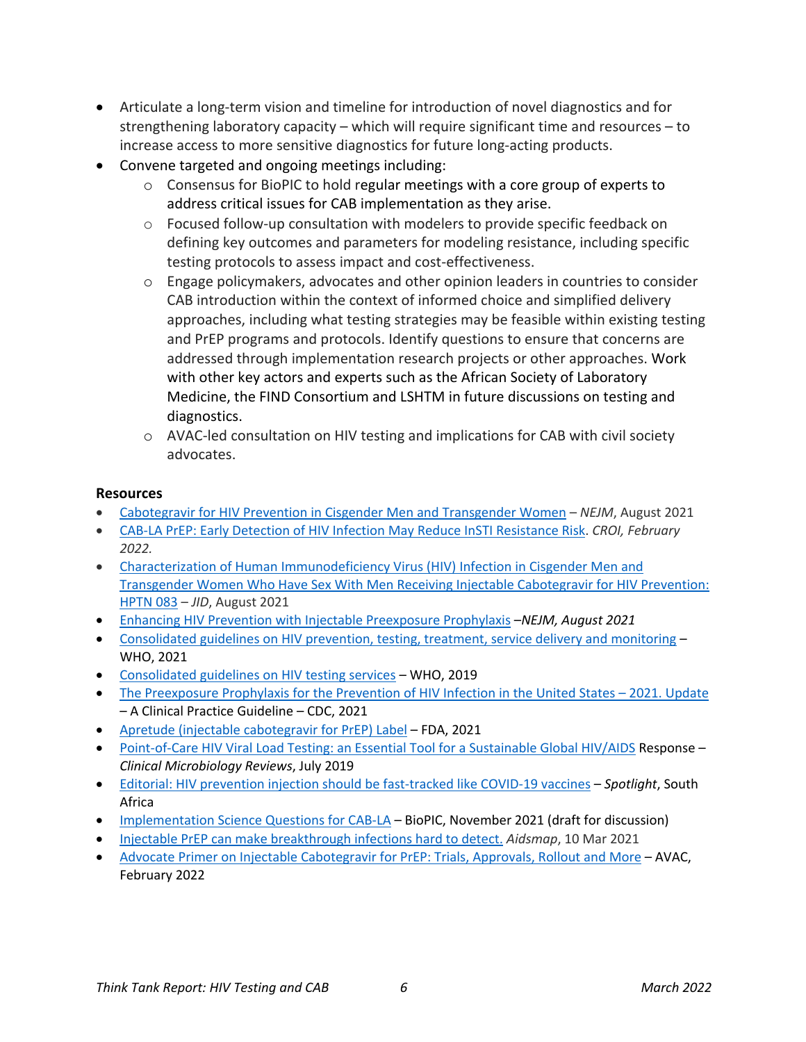- Articulate a long-term vision and timeline for introduction of novel diagnostics and for strengthening laboratory capacity – which will require significant time and resources – to increase access to more sensitive diagnostics for future long-acting products.
- Convene targeted and ongoing meetings including:
  - Consensus for BioPIC to hold regular meetings with a core group of experts to address critical issues for CAB implementation as they arise.
  - Focused follow-up consultation with modelers to provide specific feedback on defining key outcomes and parameters for modeling resistance, including specific testing protocols to assess impact and cost-effectiveness.
  - Engage policymakers, advocates and other opinion leaders in countries to consider CAB introduction within the context of informed choice and simplified delivery approaches, including what testing strategies may be feasible within existing testing and PrEP programs and protocols. Identify questions to ensure that concerns are addressed through implementation research projects or other approaches. Work with other key actors and experts such as the African Society of Laboratory Medicine, the FIND Consortium and LSHTM in future discussions on testing and diagnostics.
  - AVAC-led consultation on HIV testing and implications for CAB with civil society advocates.

**Resources**

- Cabotegravir for HIV Prevention in Cisgender Men and Transgender Women – *NEJM*, August 2021
- CAB-LA PrEP: Early Detection of HIV Infection May Reduce InSTI Resistance Risk. *CROI, February 2022.*
- Characterization of Human Immunodeficiency Virus (HIV) Infection in Cisgender Men and Transgender Women Who Have Sex With Men Receiving Injectable Cabotegravir for HIV Prevention: HPTN 083 – *JID*, August 2021
- Enhancing HIV Prevention with Injectable Preexposure Prophylaxis –*NEJM, August 2021*
- Consolidated guidelines on HIV prevention, testing, treatment, service delivery and monitoring – WHO, 2021
- Consolidated guidelines on HIV testing services – WHO, 2019
- The Preexposure Prophylaxis for the Prevention of HIV Infection in the United States – 2021. Update – A Clinical Practice Guideline – CDC, 2021
- Apretude (injectable cabotegravir for PrEP) Label – FDA, 2021
- Point-of-Care HIV Viral Load Testing: an Essential Tool for a Sustainable Global HIV/AIDS Response – *Clinical Microbiology Reviews*, July 2019
- Editorial: HIV prevention injection should be fast-tracked like COVID-19 vaccines – *Spotlight*, South Africa
- Implementation Science Questions for CAB-LA – BioPIC, November 2021 (draft for discussion)
- Injectable PrEP can make breakthrough infections hard to detect. *Aidsmap*, 10 Mar 2021
- Advocate Primer on Injectable Cabotegravir for PrEP: Trials, Approvals, Rollout and More – AVAC, February 2022